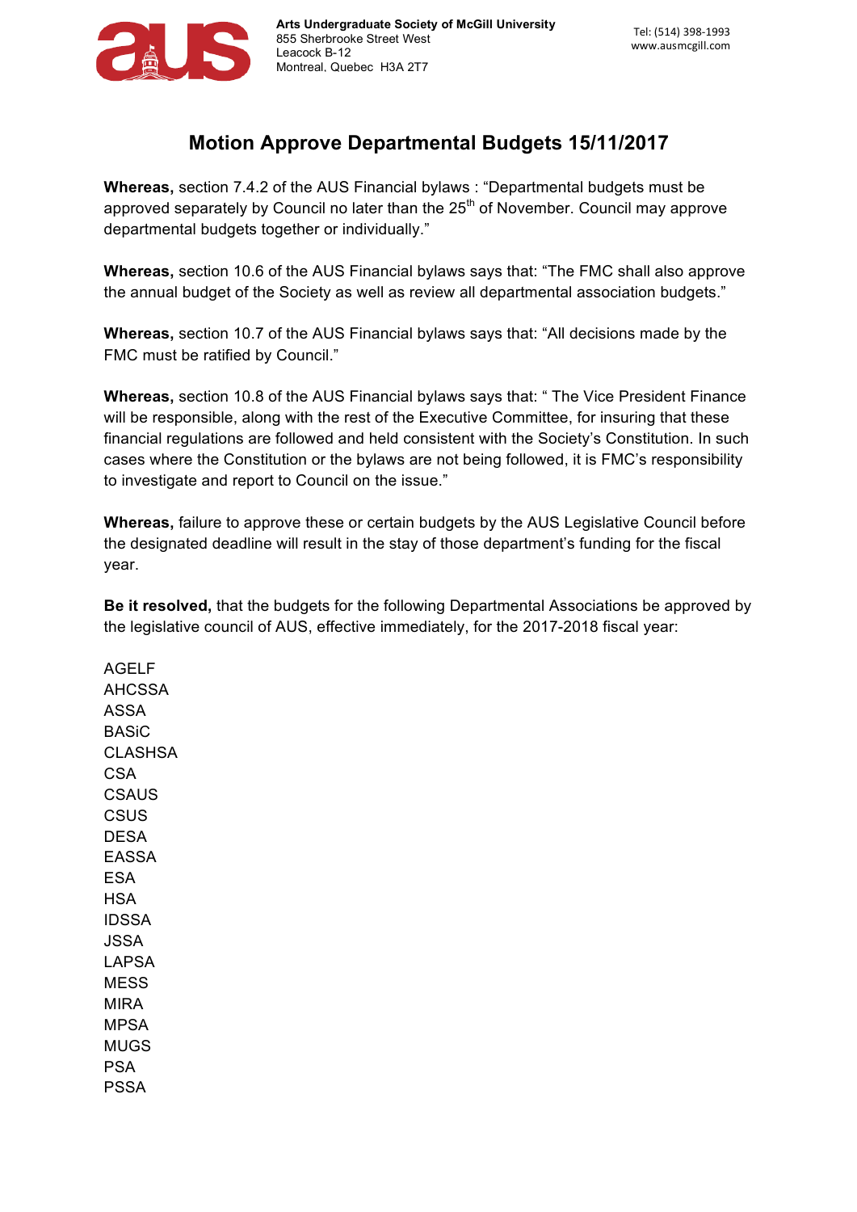Arts Undergraduate Society of McGill University
855 Sherbrooke Street West
Leacock B-12
Montreal, Quebec H3A 2T7

Tel: (514) 398-1993
www.ausmcgill.com

# Motion Approve Departmental Budgets 15/11/2017

**Whereas,** section 7.4.2 of the AUS Financial bylaws : "Departmental budgets must be approved separately by Council no later than the 25th of November. Council may approve departmental budgets together or individually."

**Whereas,** section 10.6 of the AUS Financial bylaws says that: "The FMC shall also approve the annual budget of the Society as well as review all departmental association budgets."

**Whereas,** section 10.7 of the AUS Financial bylaws says that: "All decisions made by the FMC must be ratified by Council."

**Whereas,** section 10.8 of the AUS Financial bylaws says that: " The Vice President Finance will be responsible, along with the rest of the Executive Committee, for insuring that these financial regulations are followed and held consistent with the Society's Constitution. In such cases where the Constitution or the bylaws are not being followed, it is FMC's responsibility to investigate and report to Council on the issue."

**Whereas,** failure to approve these or certain budgets by the AUS Legislative Council before the designated deadline will result in the stay of those department's funding for the fiscal year.

**Be it resolved,** that the budgets for the following Departmental Associations be approved by the legislative council of AUS, effective immediately, for the 2017-2018 fiscal year:

AGELF
AHCSSA
ASSA
BASiC
CLASHSA
CSA
CSAUS
CSUS
DESA
EASSA
ESA
HSA
IDSSA
JSSA
LAPSA
MESS
MIRA
MPSA
MUGS
PSA
PSSA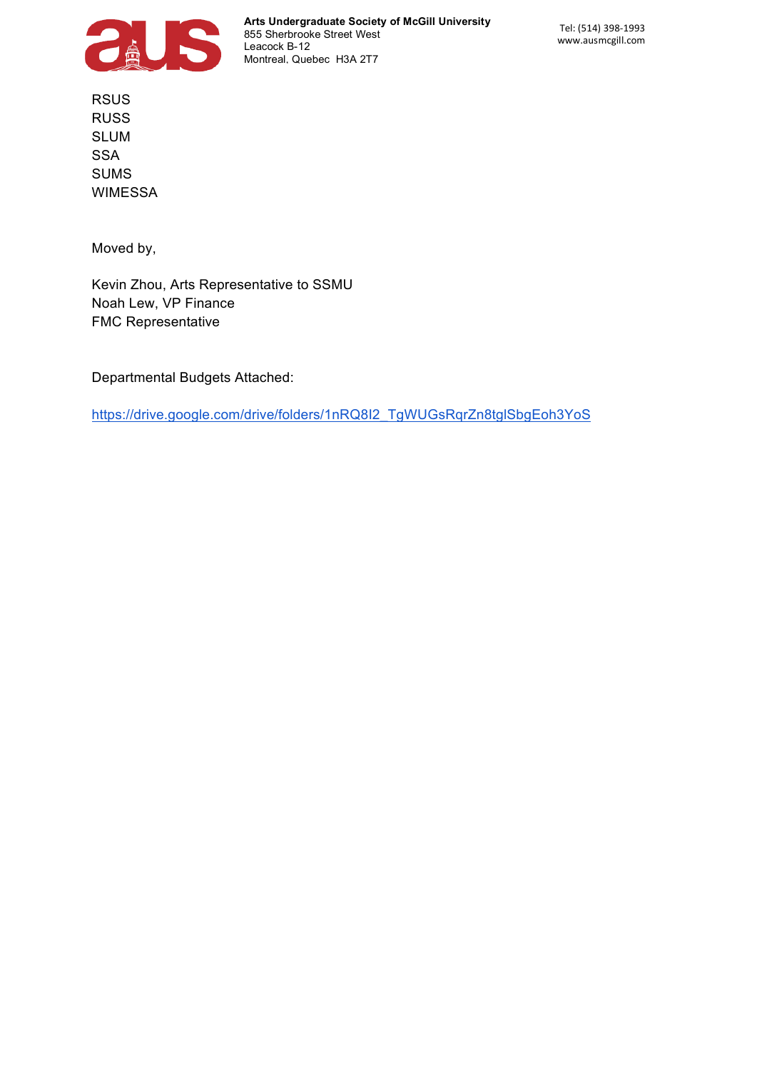RSUS
RUSS
SLUM
SSA
SUMS
WIMESSA

Moved by,

Kevin Zhou, Arts Representative to SSMU
Noah Lew, VP Finance
FMC Representative

Departmental Budgets Attached:

https://drive.google.com/drive/folders/1nRQ8I2_TgWUGsRqrZn8tglSbgEoh3YoS